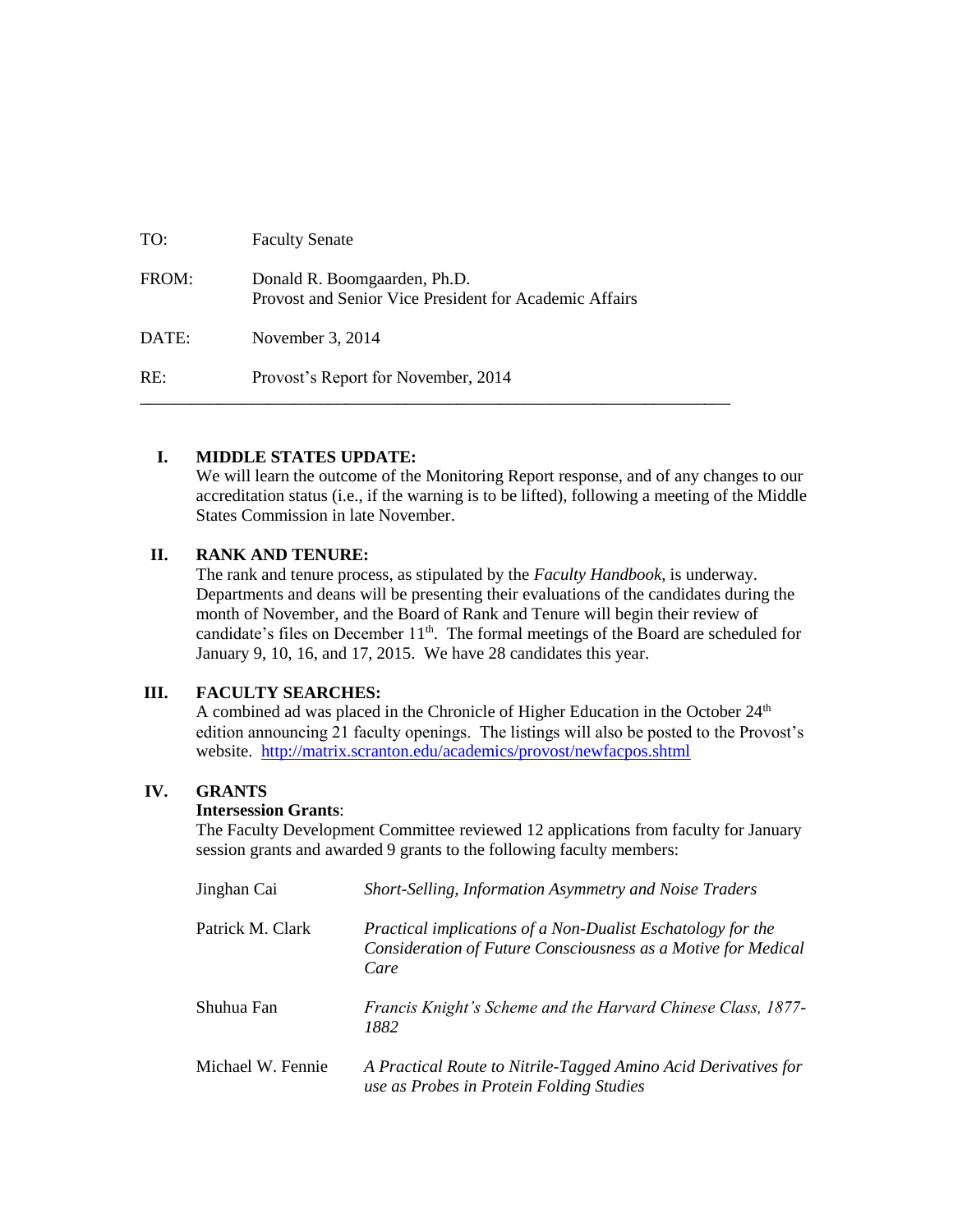| | |
|---|---|
| TO: | Faculty Senate |
| FROM: | Donald R. Boomgaarden, Ph.D.<br>Provost and Senior Vice President for Academic Affairs |
| DATE: | November 3, 2014 |
| RE: | Provost's Report for November, 2014 |

---

## I. MIDDLE STATES UPDATE:

We will learn the outcome of the Monitoring Report response, and of any changes to our accreditation status (i.e., if the warning is to be lifted), following a meeting of the Middle States Commission in late November.

## II. RANK AND TENURE:

The rank and tenure process, as stipulated by the *Faculty Handbook*, is underway. Departments and deans will be presenting their evaluations of the candidates during the month of November, and the Board of Rank and Tenure will begin their review of candidate's files on December 11th. The formal meetings of the Board are scheduled for January 9, 10, 16, and 17, 2015. We have 28 candidates this year.

## III. FACULTY SEARCHES:

A combined ad was placed in the Chronicle of Higher Education in the October 24th edition announcing 21 faculty openings. The listings will also be posted to the Provost's website. http://matrix.scranton.edu/academics/provost/newfacpos.shtml

## IV. GRANTS

**Intersession Grants**:

The Faculty Development Committee reviewed 12 applications from faculty for January session grants and awarded 9 grants to the following faculty members:

| | |
|---|---|
| Jinghan Cai | *Short-Selling, Information Asymmetry and Noise Traders* |
| Patrick M. Clark | *Practical implications of a Non-Dualist Eschatology for the Consideration of Future Consciousness as a Motive for Medical Care* |
| Shuhua Fan | *Francis Knight's Scheme and the Harvard Chinese Class, 1877-1882* |
| Michael W. Fennie | *A Practical Route to Nitrile-Tagged Amino Acid Derivatives for use as Probes in Protein Folding Studies* |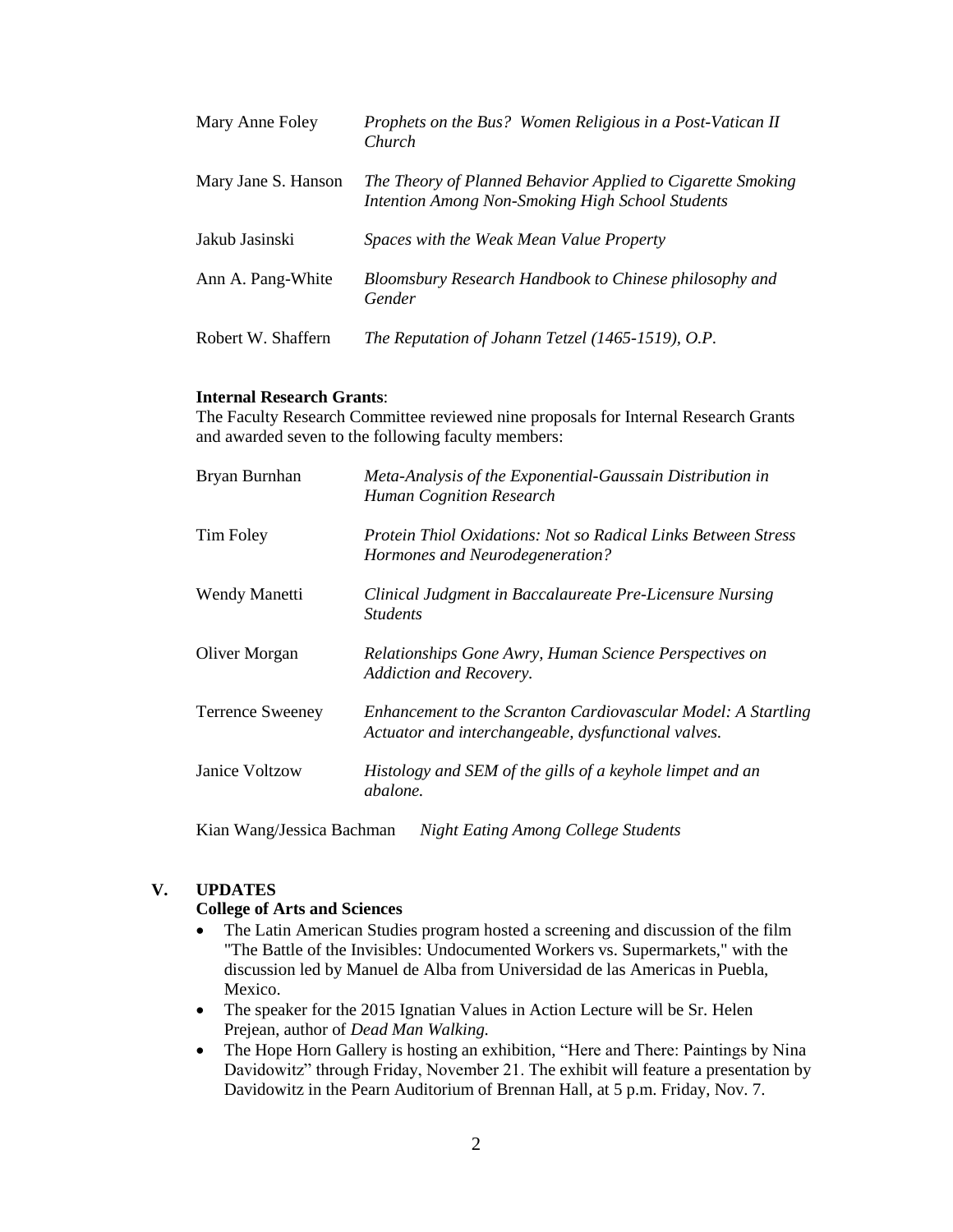| | |
|---|---|
| Mary Anne Foley | *Prophets on the Bus? Women Religious in a Post-Vatican II Church* |
| Mary Jane S. Hanson | *The Theory of Planned Behavior Applied to Cigarette Smoking Intention Among Non-Smoking High School Students* |
| Jakub Jasinski | *Spaces with the Weak Mean Value Property* |
| Ann A. Pang-White | *Bloomsbury Research Handbook to Chinese philosophy and Gender* |
| Robert W. Shaffern | *The Reputation of Johann Tetzel (1465-1519), O.P.* |

**Internal Research Grants**:
The Faculty Research Committee reviewed nine proposals for Internal Research Grants and awarded seven to the following faculty members:

| | |
|---|---|
| Bryan Burnhan | *Meta-Analysis of the Exponential-Gaussain Distribution in Human Cognition Research* |
| Tim Foley | *Protein Thiol Oxidations: Not so Radical Links Between Stress Hormones and Neurodegeneration?* |
| Wendy Manetti | *Clinical Judgment in Baccalaureate Pre-Licensure Nursing Students* |
| Oliver Morgan | *Relationships Gone Awry, Human Science Perspectives on Addiction and Recovery.* |
| Terrence Sweeney | *Enhancement to the Scranton Cardiovascular Model: A Startling Actuator and interchangeable, dysfunctional valves.* |
| Janice Voltzow | *Histology and SEM of the gills of a keyhole limpet and an abalone.* |
| Kian Wang/Jessica Bachman | *Night Eating Among College Students* |

## V. UPDATES

**College of Arts and Sciences**

- The Latin American Studies program hosted a screening and discussion of the film "The Battle of the Invisibles: Undocumented Workers vs. Supermarkets," with the discussion led by Manuel de Alba from Universidad de las Americas in Puebla, Mexico.
- The speaker for the 2015 Ignatian Values in Action Lecture will be Sr. Helen Prejean, author of *Dead Man Walking.*
- The Hope Horn Gallery is hosting an exhibition, "Here and There: Paintings by Nina Davidowitz" through Friday, November 21. The exhibit will feature a presentation by Davidowitz in the Pearn Auditorium of Brennan Hall, at 5 p.m. Friday, Nov. 7.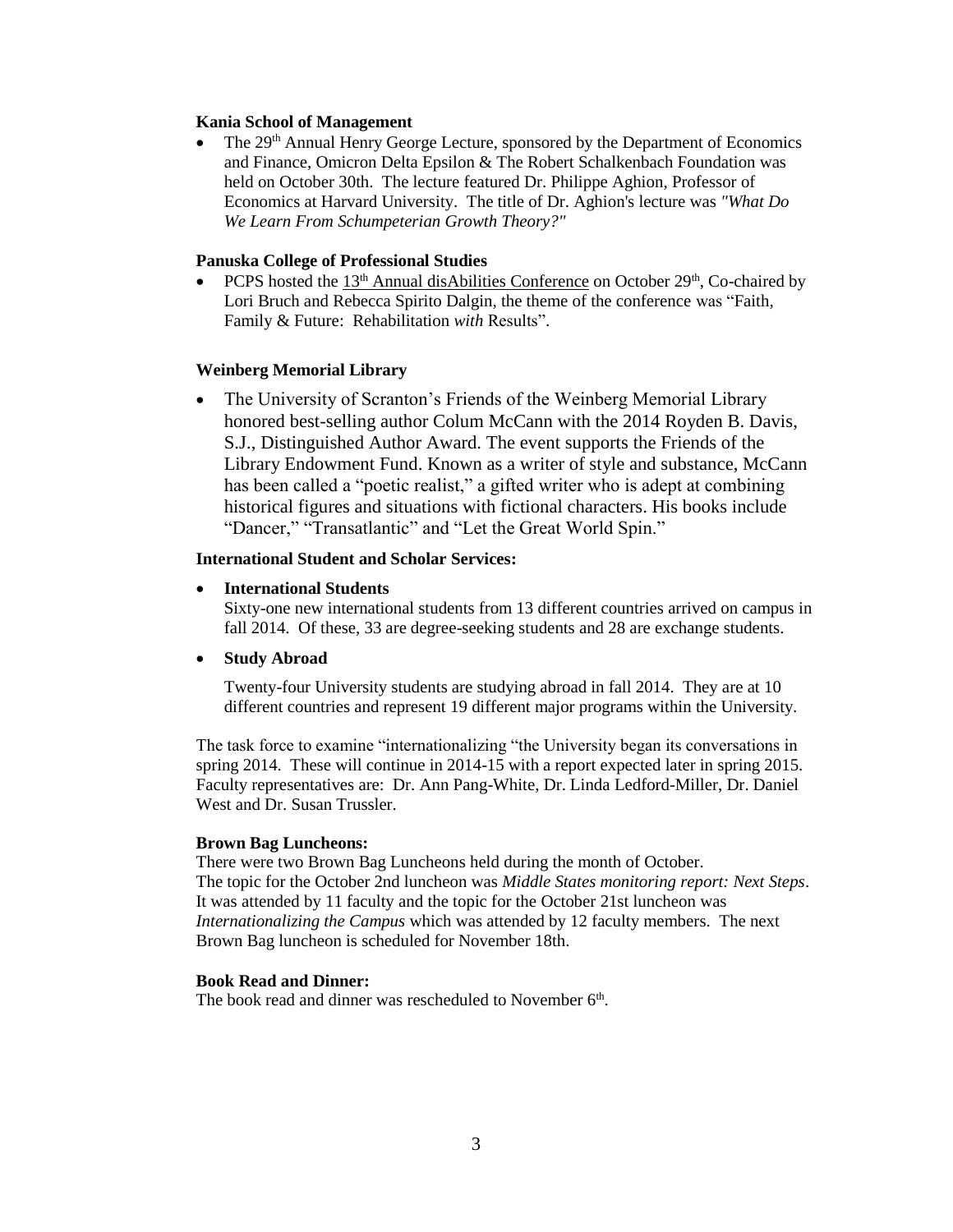**Kania School of Management**

- The 29th Annual Henry George Lecture, sponsored by the Department of Economics and Finance, Omicron Delta Epsilon & The Robert Schalkenbach Foundation was held on October 30th. The lecture featured Dr. Philippe Aghion, Professor of Economics at Harvard University. The title of Dr. Aghion's lecture was *"What Do We Learn From Schumpeterian Growth Theory?"*

**Panuska College of Professional Studies**

- PCPS hosted the 13th Annual disAbilities Conference on October 29th, Co-chaired by Lori Bruch and Rebecca Spirito Dalgin, the theme of the conference was "Faith, Family & Future: Rehabilitation *with* Results".

**Weinberg Memorial Library**

- The University of Scranton's Friends of the Weinberg Memorial Library honored best-selling author Colum McCann with the 2014 Royden B. Davis, S.J., Distinguished Author Award. The event supports the Friends of the Library Endowment Fund. Known as a writer of style and substance, McCann has been called a "poetic realist," a gifted writer who is adept at combining historical figures and situations with fictional characters. His books include "Dancer," "Transatlantic" and "Let the Great World Spin."

**International Student and Scholar Services:**

- **International Students**
  Sixty-one new international students from 13 different countries arrived on campus in fall 2014. Of these, 33 are degree-seeking students and 28 are exchange students.

- **Study Abroad**

  Twenty-four University students are studying abroad in fall 2014. They are at 10 different countries and represent 19 different major programs within the University.

The task force to examine "internationalizing "the University began its conversations in spring 2014. These will continue in 2014-15 with a report expected later in spring 2015. Faculty representatives are: Dr. Ann Pang-White, Dr. Linda Ledford-Miller, Dr. Daniel West and Dr. Susan Trussler.

**Brown Bag Luncheons:**
There were two Brown Bag Luncheons held during the month of October.
The topic for the October 2nd luncheon was *Middle States monitoring report: Next Steps*. It was attended by 11 faculty and the topic for the October 21st luncheon was *Internationalizing the Campus* which was attended by 12 faculty members. The next Brown Bag luncheon is scheduled for November 18th.

**Book Read and Dinner:**
The book read and dinner was rescheduled to November 6th.